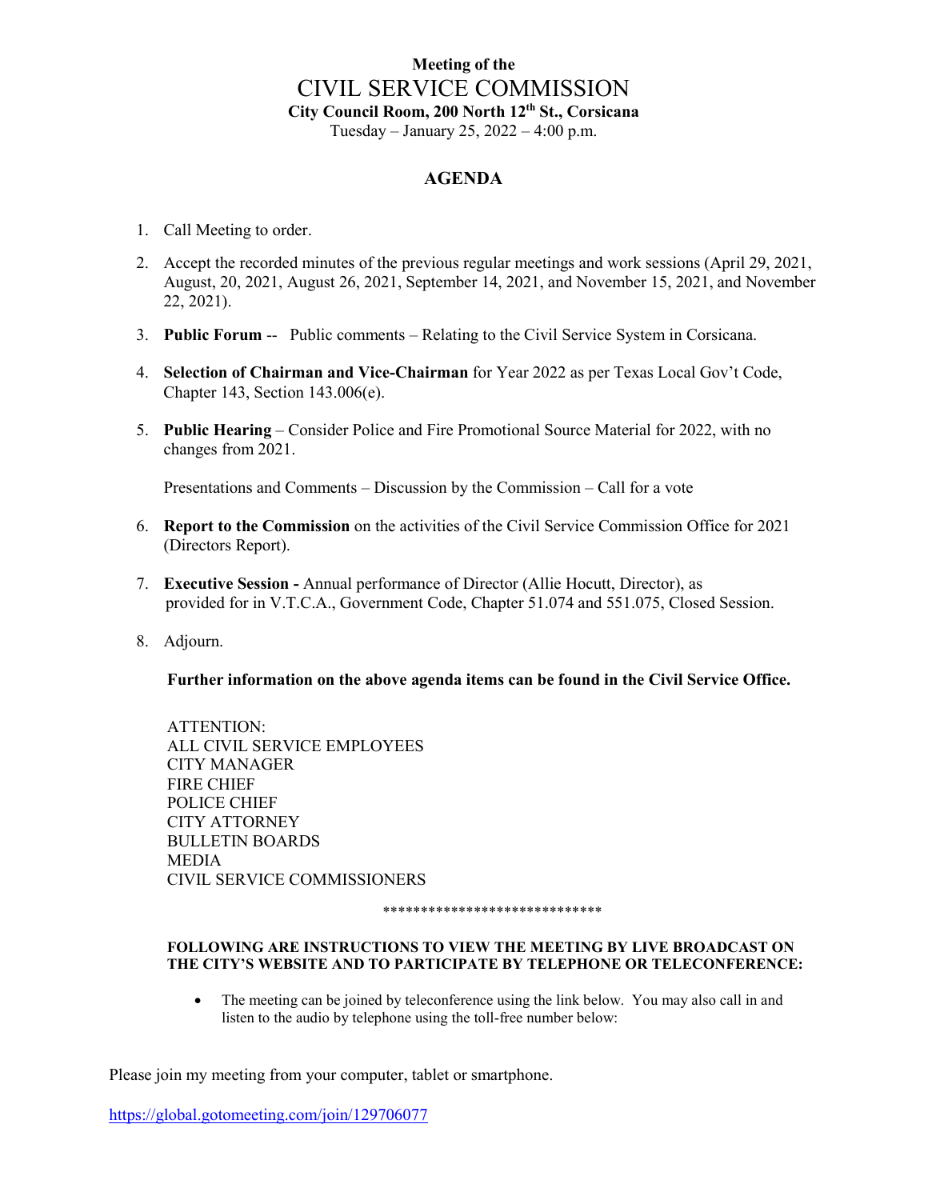**Meeting of the**

# CIVIL SERVICE COMMISSION

**City Council Room, 200 North 12th St., Corsicana**

Tuesday – January 25, 2022 – 4:00 p.m.

## AGENDA

1. Call Meeting to order.
2. Accept the recorded minutes of the previous regular meetings and work sessions (April 29, 2021, August, 20, 2021, August 26, 2021, September 14, 2021, and November 15, 2021, and November 22, 2021).
3. **Public Forum** -- Public comments – Relating to the Civil Service System in Corsicana.
4. **Selection of Chairman and Vice-Chairman** for Year 2022 as per Texas Local Gov't Code, Chapter 143, Section 143.006(e).
5. **Public Hearing** – Consider Police and Fire Promotional Source Material for 2022, with no changes from 2021.

   Presentations and Comments – Discussion by the Commission – Call for a vote
6. **Report to the Commission** on the activities of the Civil Service Commission Office for 2021 (Directors Report).
7. **Executive Session -** Annual performance of Director (Allie Hocutt, Director), as provided for in V.T.C.A., Government Code, Chapter 51.074 and 551.075, Closed Session.
8. Adjourn.

**Further information on the above agenda items can be found in the Civil Service Office.**

ATTENTION:
ALL CIVIL SERVICE EMPLOYEES
CITY MANAGER
FIRE CHIEF
POLICE CHIEF
CITY ATTORNEY
BULLETIN BOARDS
MEDIA
CIVIL SERVICE COMMISSIONERS

*****************************

**FOLLOWING ARE INSTRUCTIONS TO VIEW THE MEETING BY LIVE BROADCAST ON THE CITY'S WEBSITE AND TO PARTICIPATE BY TELEPHONE OR TELECONFERENCE:**

- The meeting can be joined by teleconference using the link below. You may also call in and listen to the audio by telephone using the toll-free number below:

Please join my meeting from your computer, tablet or smartphone.

https://global.gotomeeting.com/join/129706077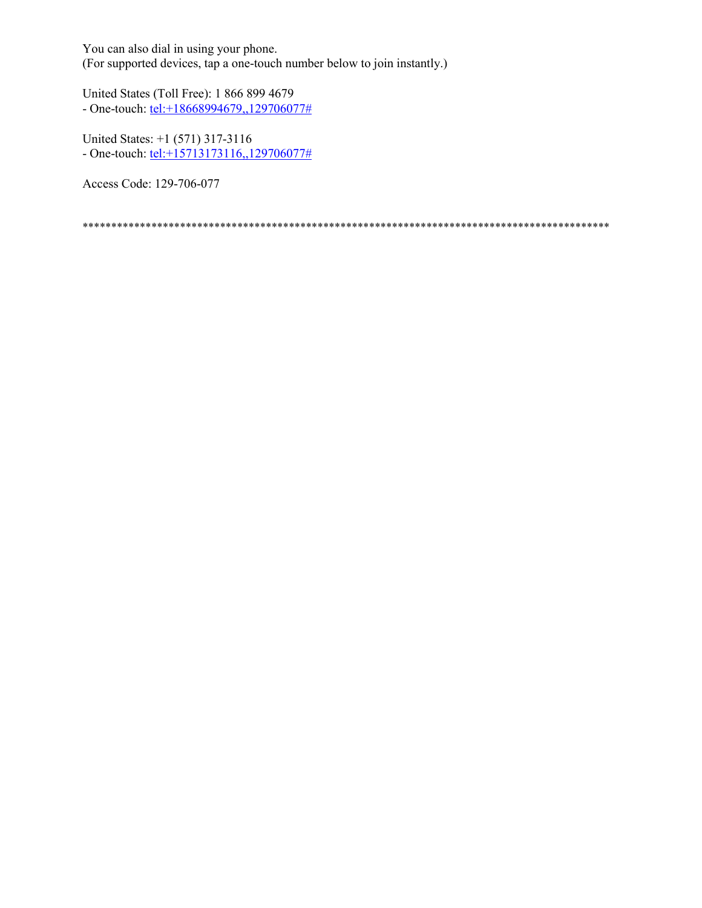You can also dial in using your phone.
(For supported devices, tap a one-touch number below to join instantly.)

United States (Toll Free): 1 866 899 4679
- One-touch: tel:+18668994679,,129706077#

United States: +1 (571) 317-3116
- One-touch: tel:+15713173116,,129706077#

Access Code: 129-706-077

*********************************************************************************************